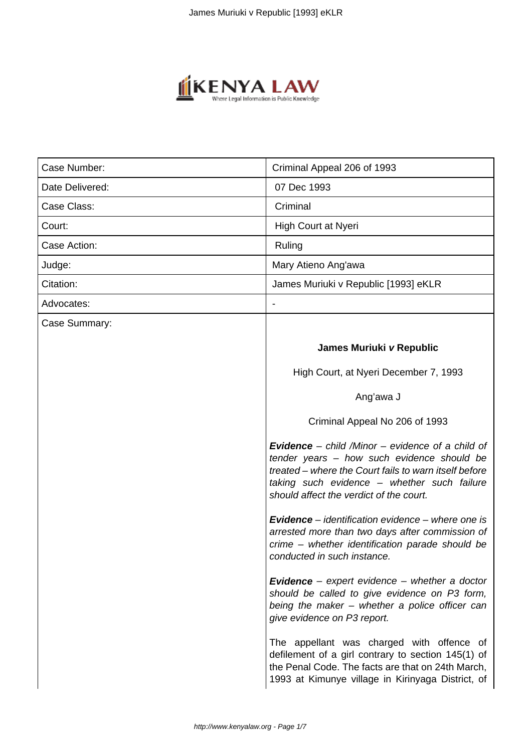| | |
|---|---|
| Case Number: | Criminal Appeal 206 of 1993 |
| Date Delivered: | 07 Dec 1993 |
| Case Class: | Criminal |
| Court: | High Court at Nyeri |
| Case Action: | Ruling |
| Judge: | Mary Atieno Ang'awa |
| Citation: | James Muriuki v Republic [1993] eKLR |
| Advocates: | - |
| Case Summary: | |

**James Muriuki *v* Republic**

High Court, at Nyeri December 7, 1993

Ang'awa J

Criminal Appeal No 206 of 1993

***Evidence*** *– child /Minor – evidence of a child of tender years – how such evidence should be treated – where the Court fails to warn itself before taking such evidence – whether such failure should affect the verdict of the court.*

***Evidence*** *– identification evidence – where one is arrested more than two days after commission of crime – whether identification parade should be conducted in such instance.*

***Evidence*** *– expert evidence – whether a doctor should be called to give evidence on P3 form, being the maker – whether a police officer can give evidence on P3 report.*

The appellant was charged with offence of defilement of a girl contrary to section 145(1) of the Penal Code. The facts are that on 24th March, 1993 at Kimunye village in Kirinyaga District, of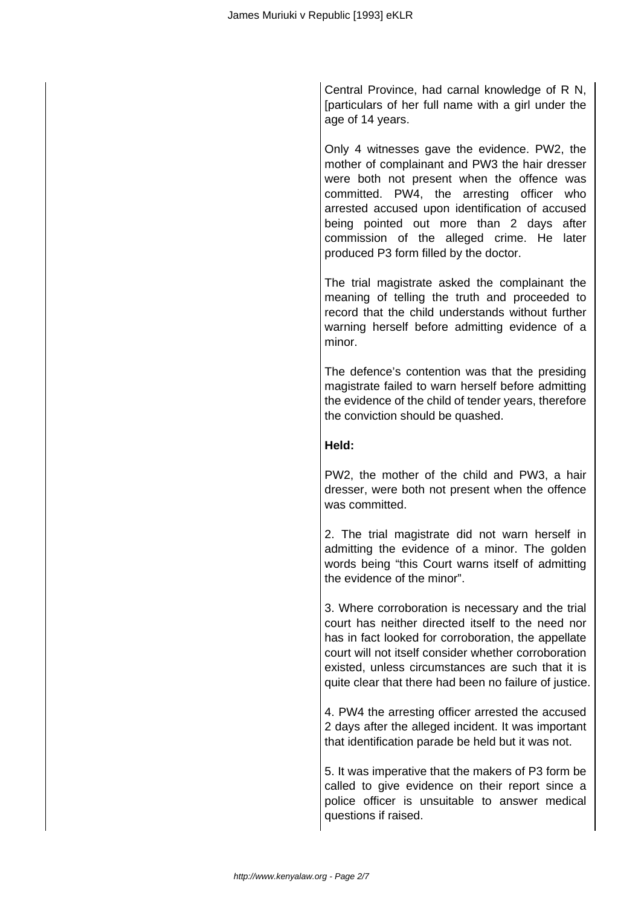Central Province, had carnal knowledge of R N, [particulars of her full name with a girl under the age of 14 years.

Only 4 witnesses gave the evidence. PW2, the mother of complainant and PW3 the hair dresser were both not present when the offence was committed. PW4, the arresting officer who arrested accused upon identification of accused being pointed out more than 2 days after commission of the alleged crime. He later produced P3 form filled by the doctor.

The trial magistrate asked the complainant the meaning of telling the truth and proceeded to record that the child understands without further warning herself before admitting evidence of a minor.

The defence's contention was that the presiding magistrate failed to warn herself before admitting the evidence of the child of tender years, therefore the conviction should be quashed.

**Held:**

PW2, the mother of the child and PW3, a hair dresser, were both not present when the offence was committed.

2. The trial magistrate did not warn herself in admitting the evidence of a minor. The golden words being "this Court warns itself of admitting the evidence of the minor".

3. Where corroboration is necessary and the trial court has neither directed itself to the need nor has in fact looked for corroboration, the appellate court will not itself consider whether corroboration existed, unless circumstances are such that it is quite clear that there had been no failure of justice.

4. PW4 the arresting officer arrested the accused 2 days after the alleged incident. It was important that identification parade be held but it was not.

5. It was imperative that the makers of P3 form be called to give evidence on their report since a police officer is unsuitable to answer medical questions if raised.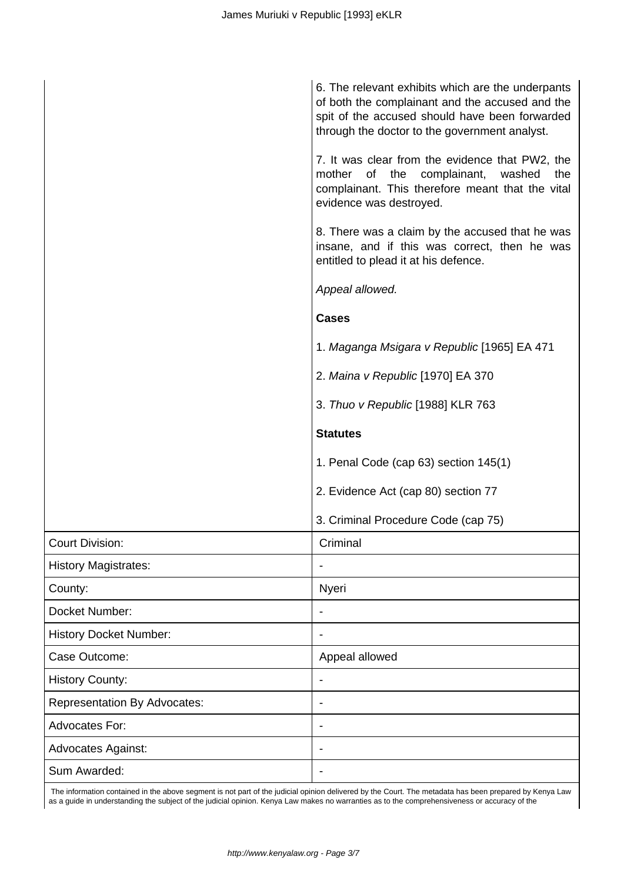| | |
|---|---|
| | 6. The relevant exhibits which are the underpants of both the complainant and the accused and the spit of the accused should have been forwarded through the doctor to the government analyst.<br><br>7. It was clear from the evidence that PW2, the mother of the complainant, washed the complainant. This therefore meant that the vital evidence was destroyed.<br><br>8. There was a claim by the accused that he was insane, and if this was correct, then he was entitled to plead it at his defence.<br><br>*Appeal allowed.*<br><br>**Cases**<br><br>1. *Maganga Msigara v Republic* [1965] EA 471<br><br>2. *Maina v Republic* [1970] EA 370<br><br>3. *Thuo v Republic* [1988] KLR 763<br><br>**Statutes**<br><br>1. Penal Code (cap 63) section 145(1)<br><br>2. Evidence Act (cap 80) section 77<br><br>3. Criminal Procedure Code (cap 75) |
| Court Division: | Criminal |
| History Magistrates: | - |
| County: | Nyeri |
| Docket Number: | - |
| History Docket Number: | - |
| Case Outcome: | Appeal allowed |
| History County: | - |
| Representation By Advocates: | - |
| Advocates For: | - |
| Advocates Against: | - |
| Sum Awarded: | - |

The information contained in the above segment is not part of the judicial opinion delivered by the Court. The metadata has been prepared by Kenya Law as a guide in understanding the subject of the judicial opinion. Kenya Law makes no warranties as to the comprehensiveness or accuracy of the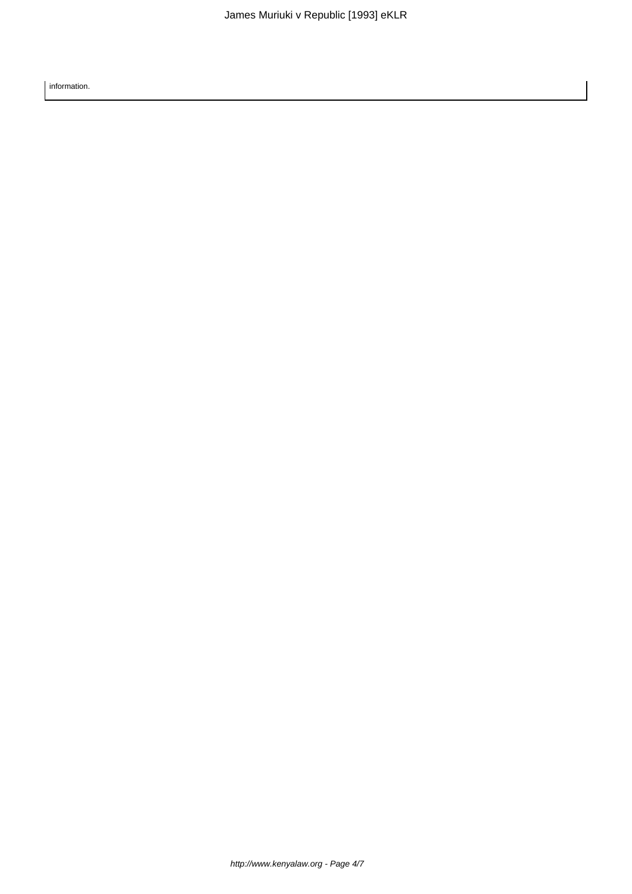information.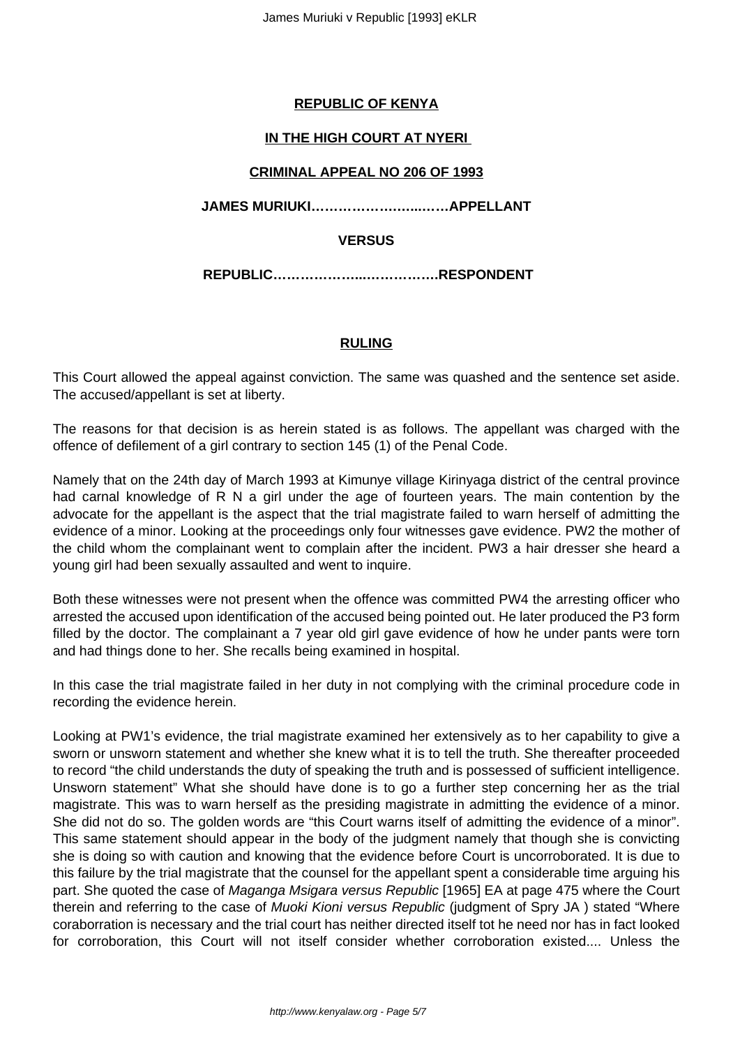**REPUBLIC OF KENYA**

**IN THE HIGH COURT AT NYERI**

**CRIMINAL APPEAL NO 206 OF 1993**

**JAMES MURIUKI……………….…...……APPELLANT**

**VERSUS**

**REPUBLIC………………..…………….RESPONDENT**

**RULING**

This Court allowed the appeal against conviction. The same was quashed and the sentence set aside. The accused/appellant is set at liberty.

The reasons for that decision is as herein stated is as follows. The appellant was charged with the offence of defilement of a girl contrary to section 145 (1) of the Penal Code.

Namely that on the 24th day of March 1993 at Kimunye village Kirinyaga district of the central province had carnal knowledge of R N a girl under the age of fourteen years. The main contention by the advocate for the appellant is the aspect that the trial magistrate failed to warn herself of admitting the evidence of a minor. Looking at the proceedings only four witnesses gave evidence. PW2 the mother of the child whom the complainant went to complain after the incident. PW3 a hair dresser she heard a young girl had been sexually assaulted and went to inquire.

Both these witnesses were not present when the offence was committed PW4 the arresting officer who arrested the accused upon identification of the accused being pointed out. He later produced the P3 form filled by the doctor. The complainant a 7 year old girl gave evidence of how he under pants were torn and had things done to her. She recalls being examined in hospital.

In this case the trial magistrate failed in her duty in not complying with the criminal procedure code in recording the evidence herein.

Looking at PW1's evidence, the trial magistrate examined her extensively as to her capability to give a sworn or unsworn statement and whether she knew what it is to tell the truth. She thereafter proceeded to record "the child understands the duty of speaking the truth and is possessed of sufficient intelligence. Unsworn statement" What she should have done is to go a further step concerning her as the trial magistrate. This was to warn herself as the presiding magistrate in admitting the evidence of a minor. She did not do so. The golden words are "this Court warns itself of admitting the evidence of a minor". This same statement should appear in the body of the judgment namely that though she is convicting she is doing so with caution and knowing that the evidence before Court is uncorroborated. It is due to this failure by the trial magistrate that the counsel for the appellant spent a considerable time arguing his part. She quoted the case of *Maganga Msigara versus Republic* [1965] EA at page 475 where the Court therein and referring to the case of *Muoki Kioni versus Republic* (judgment of Spry JA ) stated "Where coraborration is necessary and the trial court has neither directed itself tot he need nor has in fact looked for corroboration, this Court will not itself consider whether corroboration existed.... Unless the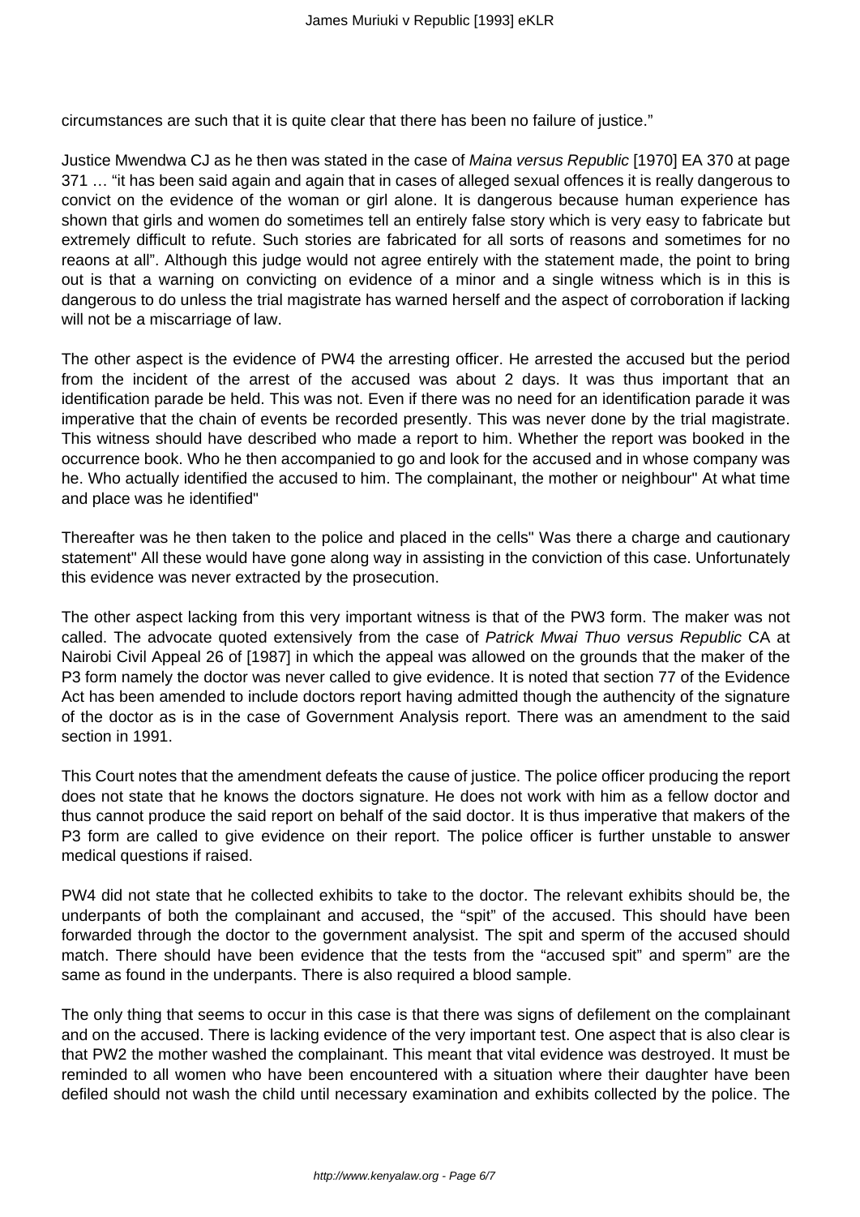circumstances are such that it is quite clear that there has been no failure of justice."

Justice Mwendwa CJ as he then was stated in the case of *Maina versus Republic* [1970] EA 370 at page 371 … "it has been said again and again that in cases of alleged sexual offences it is really dangerous to convict on the evidence of the woman or girl alone. It is dangerous because human experience has shown that girls and women do sometimes tell an entirely false story which is very easy to fabricate but extremely difficult to refute. Such stories are fabricated for all sorts of reasons and sometimes for no reaons at all". Although this judge would not agree entirely with the statement made, the point to bring out is that a warning on convicting on evidence of a minor and a single witness which is in this is dangerous to do unless the trial magistrate has warned herself and the aspect of corroboration if lacking will not be a miscarriage of law.

The other aspect is the evidence of PW4 the arresting officer. He arrested the accused but the period from the incident of the arrest of the accused was about 2 days. It was thus important that an identification parade be held. This was not. Even if there was no need for an identification parade it was imperative that the chain of events be recorded presently. This was never done by the trial magistrate. This witness should have described who made a report to him. Whether the report was booked in the occurrence book. Who he then accompanied to go and look for the accused and in whose company was he. Who actually identified the accused to him. The complainant, the mother or neighbour" At what time and place was he identified"

Thereafter was he then taken to the police and placed in the cells" Was there a charge and cautionary statement" All these would have gone along way in assisting in the conviction of this case. Unfortunately this evidence was never extracted by the prosecution.

The other aspect lacking from this very important witness is that of the PW3 form. The maker was not called. The advocate quoted extensively from the case of *Patrick Mwai Thuo versus Republic* CA at Nairobi Civil Appeal 26 of [1987] in which the appeal was allowed on the grounds that the maker of the P3 form namely the doctor was never called to give evidence. It is noted that section 77 of the Evidence Act has been amended to include doctors report having admitted though the authencity of the signature of the doctor as is in the case of Government Analysis report. There was an amendment to the said section in 1991.

This Court notes that the amendment defeats the cause of justice. The police officer producing the report does not state that he knows the doctors signature. He does not work with him as a fellow doctor and thus cannot produce the said report on behalf of the said doctor. It is thus imperative that makers of the P3 form are called to give evidence on their report. The police officer is further unstable to answer medical questions if raised.

PW4 did not state that he collected exhibits to take to the doctor. The relevant exhibits should be, the underpants of both the complainant and accused, the "spit" of the accused. This should have been forwarded through the doctor to the government analysist. The spit and sperm of the accused should match. There should have been evidence that the tests from the "accused spit" and sperm" are the same as found in the underpants. There is also required a blood sample.

The only thing that seems to occur in this case is that there was signs of defilement on the complainant and on the accused. There is lacking evidence of the very important test. One aspect that is also clear is that PW2 the mother washed the complainant. This meant that vital evidence was destroyed. It must be reminded to all women who have been encountered with a situation where their daughter have been defiled should not wash the child until necessary examination and exhibits collected by the police. The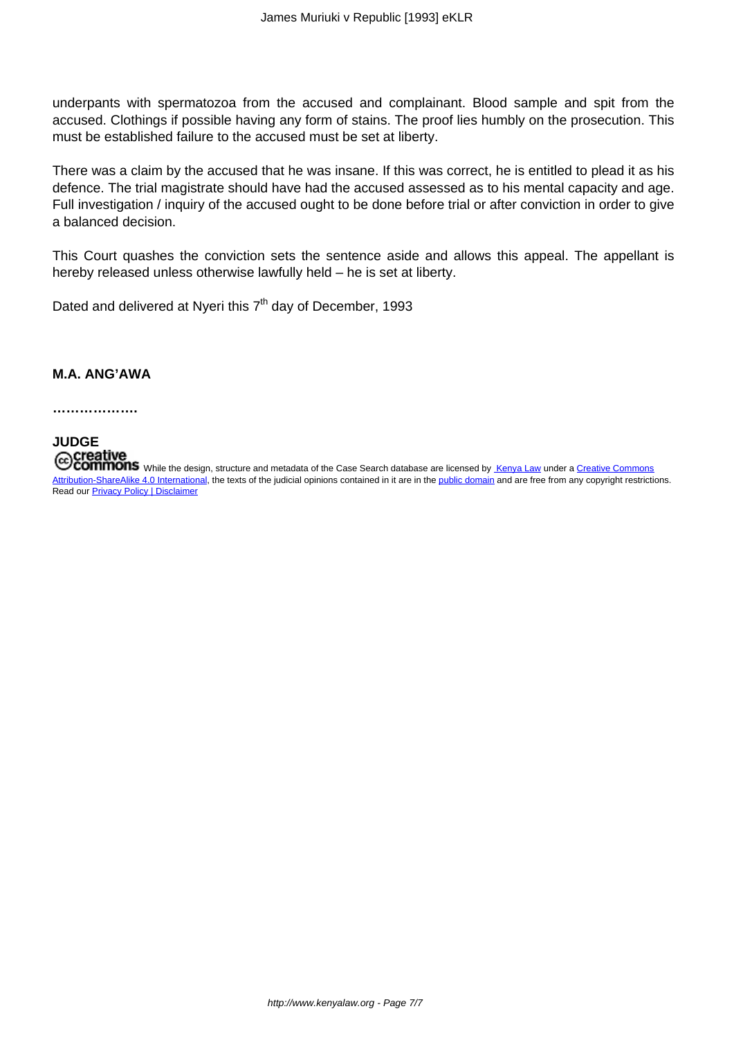underpants with spermatozoa from the accused and complainant. Blood sample and spit from the accused. Clothings if possible having any form of stains. The proof lies humbly on the prosecution. This must be established failure to the accused must be set at liberty.

There was a claim by the accused that he was insane. If this was correct, he is entitled to plead it as his defence. The trial magistrate should have had the accused assessed as to his mental capacity and age. Full investigation / inquiry of the accused ought to be done before trial or after conviction in order to give a balanced decision.

This Court quashes the conviction sets the sentence aside and allows this appeal. The appellant is hereby released unless otherwise lawfully held – he is set at liberty.

Dated and delivered at Nyeri this 7th day of December, 1993

**M.A. ANG'AWA**

**……………….**

**JUDGE**

While the design, structure and metadata of the Case Search database are licensed by Kenya Law under a Creative Commons Attribution-ShareAlike 4.0 International, the texts of the judicial opinions contained in it are in the public domain and are free from any copyright restrictions. Read our Privacy Policy | Disclaimer